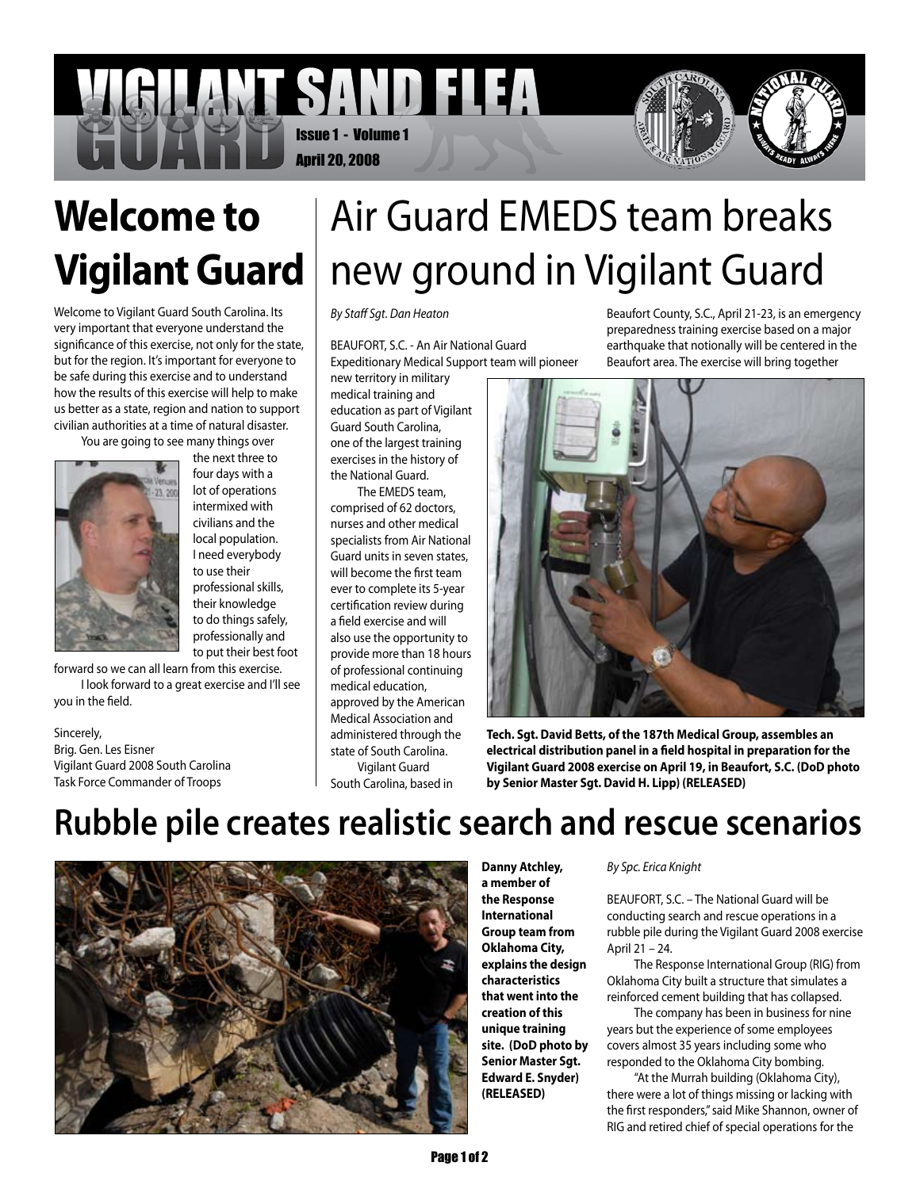# Vigilant Sand Flea Guard

Issue 1 - Volume 1
April 20, 2008

## Welcome to Vigilant Guard

Welcome to Vigilant Guard South Carolina. Its very important that everyone understand the significance of this exercise, not only for the state, but for the region. It's important for everyone to be safe during this exercise and to understand how the results of this exercise will help to make us better as a state, region and nation to support civilian authorities at a time of natural disaster.

You are going to see many things over the next three to four days with a lot of operations intermixed with civilians and the local population. I need everybody to use their professional skills, their knowledge to do things safely, professionally and to put their best foot forward so we can all learn from this exercise.

I look forward to a great exercise and I'll see you in the field.

Sincerely,
Brig. Gen. Les Eisner
Vigilant Guard 2008 South Carolina
Task Force Commander of Troops

## Air Guard EMEDS team breaks new ground in Vigilant Guard

*By Staff Sgt. Dan Heaton*

BEAUFORT, S.C. - An Air National Guard Expeditionary Medical Support team will pioneer new territory in military medical training and education as part of Vigilant Guard South Carolina, one of the largest training exercises in the history of the National Guard.

The EMEDS team, comprised of 62 doctors, nurses and other medical specialists from Air National Guard units in seven states, will become the first team ever to complete its 5-year certification review during a field exercise and will also use the opportunity to provide more than 18 hours of professional continuing medical education, approved by the American Medical Association and administered through the state of South Carolina.

Vigilant Guard South Carolina, based in Beaufort County, S.C., April 21-23, is an emergency preparedness training exercise based on a major earthquake that notionally will be centered in the Beaufort area. The exercise will bring together

**Tech. Sgt. David Betts, of the 187th Medical Group, assembles an electrical distribution panel in a field hospital in preparation for the Vigilant Guard 2008 exercise on April 19, in Beaufort, S.C. (DoD photo by Senior Master Sgt. David H. Lipp) (RELEASED)**

## Rubble pile creates realistic search and rescue scenarios

**Danny Atchley, a member of the Response International Group team from Oklahoma City, explains the design characteristics that went into the creation of this unique training site. (DoD photo by Senior Master Sgt. Edward E. Snyder) (RELEASED)**

*By Spc. Erica Knight*

BEAUFORT, S.C. – The National Guard will be conducting search and rescue operations in a rubble pile during the Vigilant Guard 2008 exercise April 21 – 24.

The Response International Group (RIG) from Oklahoma City built a structure that simulates a reinforced cement building that has collapsed.

The company has been in business for nine years but the experience of some employees covers almost 35 years including some who responded to the Oklahoma City bombing.

"At the Murrah building (Oklahoma City), there were a lot of things missing or lacking with the first responders," said Mike Shannon, owner of RIG and retired chief of special operations for the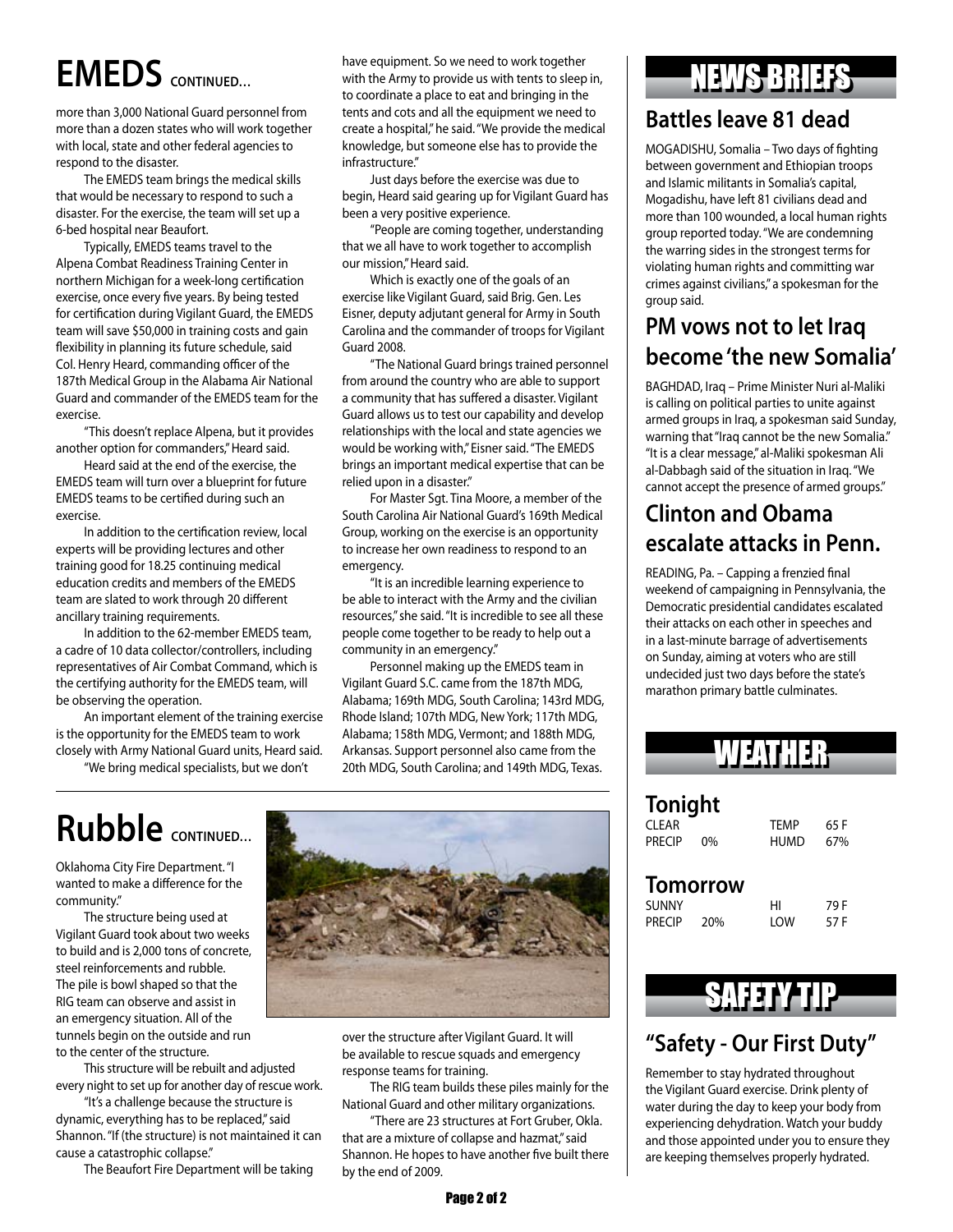# EMEDS CONTINUED...

more than 3,000 National Guard personnel from more than a dozen states who will work together with local, state and other federal agencies to respond to the disaster.

The EMEDS team brings the medical skills that would be necessary to respond to such a disaster. For the exercise, the team will set up a 6-bed hospital near Beaufort.

Typically, EMEDS teams travel to the Alpena Combat Readiness Training Center in northern Michigan for a week-long certification exercise, once every five years. By being tested for certification during Vigilant Guard, the EMEDS team will save $50,000 in training costs and gain flexibility in planning its future schedule, said Col. Henry Heard, commanding officer of the 187th Medical Group in the Alabama Air National Guard and commander of the EMEDS team for the exercise.

"This doesn't replace Alpena, but it provides another option for commanders," Heard said.

Heard said at the end of the exercise, the EMEDS team will turn over a blueprint for future EMEDS teams to be certified during such an exercise.

In addition to the certification review, local experts will be providing lectures and other training good for 18.25 continuing medical education credits and members of the EMEDS team are slated to work through 20 different ancillary training requirements.

In addition to the 62-member EMEDS team, a cadre of 10 data collector/controllers, including representatives of Air Combat Command, which is the certifying authority for the EMEDS team, will be observing the operation.

An important element of the training exercise is the opportunity for the EMEDS team to work closely with Army National Guard units, Heard said.

"We bring medical specialists, but we don't have equipment. So we need to work together with the Army to provide us with tents to sleep in, to coordinate a place to eat and bringing in the tents and cots and all the equipment we need to create a hospital," he said. "We provide the medical knowledge, but someone else has to provide the infrastructure."

Just days before the exercise was due to begin, Heard said gearing up for Vigilant Guard has been a very positive experience.

"People are coming together, understanding that we all have to work together to accomplish our mission," Heard said.

Which is exactly one of the goals of an exercise like Vigilant Guard, said Brig. Gen. Les Eisner, deputy adjutant general for Army in South Carolina and the commander of troops for Vigilant Guard 2008.

"The National Guard brings trained personnel from around the country who are able to support a community that has suffered a disaster. Vigilant Guard allows us to test our capability and develop relationships with the local and state agencies we would be working with," Eisner said. "The EMEDS brings an important medical expertise that can be relied upon in a disaster."

For Master Sgt. Tina Moore, a member of the South Carolina Air National Guard's 169th Medical Group, working on the exercise is an opportunity to increase her own readiness to respond to an emergency.

"It is an incredible learning experience to be able to interact with the Army and the civilian resources," she said. "It is incredible to see all these people come together to be ready to help out a community in an emergency."

Personnel making up the EMEDS team in Vigilant Guard S.C. came from the 187th MDG, Alabama; 169th MDG, South Carolina; 143rd MDG, Rhode Island; 107th MDG, New York; 117th MDG, Alabama; 158th MDG, Vermont; and 188th MDG, Arkansas. Support personnel also came from the 20th MDG, South Carolina; and 149th MDG, Texas.

# Rubble CONTINUED...

Oklahoma City Fire Department. "I wanted to make a difference for the community."

The structure being used at Vigilant Guard took about two weeks to build and is 2,000 tons of concrete, steel reinforcements and rubble. The pile is bowl shaped so that the RIG team can observe and assist in an emergency situation. All of the tunnels begin on the outside and run to the center of the structure.

This structure will be rebuilt and adjusted every night to set up for another day of rescue work.

"It's a challenge because the structure is dynamic, everything has to be replaced," said Shannon. "If (the structure) is not maintained it can cause a catastrophic collapse."

The Beaufort Fire Department will be taking over the structure after Vigilant Guard. It will be available to rescue squads and emergency response teams for training.

The RIG team builds these piles mainly for the National Guard and other military organizations.

"There are 23 structures at Fort Gruber, Okla. that are a mixture of collapse and hazmat," said Shannon. He hopes to have another five built there by the end of 2009.

# NEWS BRIEFS

## Battles leave 81 dead

MOGADISHU, Somalia – Two days of fighting between government and Ethiopian troops and Islamic militants in Somalia's capital, Mogadishu, have left 81 civilians dead and more than 100 wounded, a local human rights group reported today. "We are condemning the warring sides in the strongest terms for violating human rights and committing war crimes against civilians," a spokesman for the group said.

## PM vows not to let Iraq become 'the new Somalia'

BAGHDAD, Iraq – Prime Minister Nuri al-Maliki is calling on political parties to unite against armed groups in Iraq, a spokesman said Sunday, warning that "Iraq cannot be the new Somalia." "It is a clear message," al-Maliki spokesman Ali al-Dabbagh said of the situation in Iraq. "We cannot accept the presence of armed groups."

## Clinton and Obama escalate attacks in Penn.

READING, Pa. – Capping a frenzied final weekend of campaigning in Pennsylvania, the Democratic presidential candidates escalated their attacks on each other in speeches and in a last-minute barrage of advertisements on Sunday, aiming at voters who are still undecided just two days before the state's marathon primary battle culminates.

# WEATHER

## Tonight

| | | | |
|---|---|---|---|
| CLEAR | | TEMP | 65 F |
| PRECIP | 0% | HUMD | 67% |

## Tomorrow

| | | | |
|---|---|---|---|
| SUNNY | | HI | 79 F |
| PRECIP | 20% | LOW | 57 F |

# SAFETY TIP

## "Safety - Our First Duty"

Remember to stay hydrated throughout the Vigilant Guard exercise. Drink plenty of water during the day to keep your body from experiencing dehydration. Watch your buddy and those appointed under you to ensure they are keeping themselves properly hydrated.